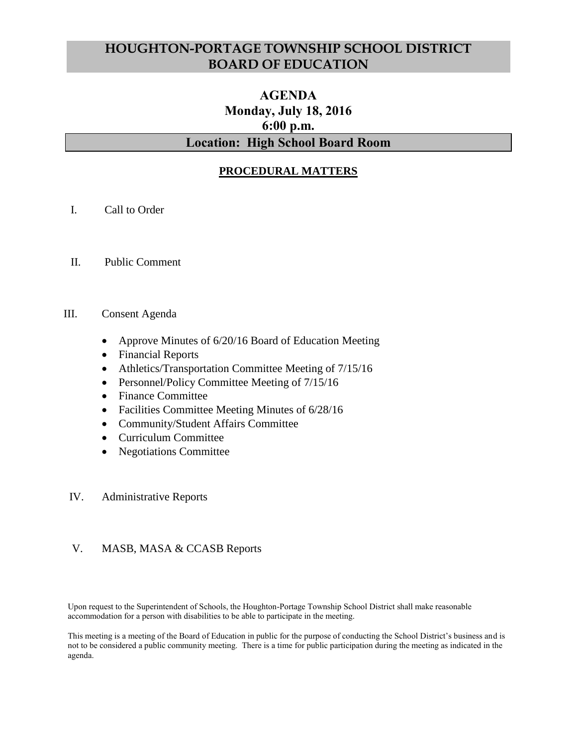# HOUGHTON-PORTAGE TOWNSHIP SCHOOL DISTRICT
# BOARD OF EDUCATION

## AGENDA
## Monday, July 18, 2016
## 6:00 p.m.

## Location: High School Board Room

### PROCEDURAL MATTERS

I. Call to Order

II. Public Comment

III. Consent Agenda

- Approve Minutes of 6/20/16 Board of Education Meeting
- Financial Reports
- Athletics/Transportation Committee Meeting of 7/15/16
- Personnel/Policy Committee Meeting of 7/15/16
- Finance Committee
- Facilities Committee Meeting Minutes of 6/28/16
- Community/Student Affairs Committee
- Curriculum Committee
- Negotiations Committee

IV. Administrative Reports

V. MASB, MASA & CCASB Reports

Upon request to the Superintendent of Schools, the Houghton-Portage Township School District shall make reasonable accommodation for a person with disabilities to be able to participate in the meeting.

This meeting is a meeting of the Board of Education in public for the purpose of conducting the School District's business and is not to be considered a public community meeting. There is a time for public participation during the meeting as indicated in the agenda.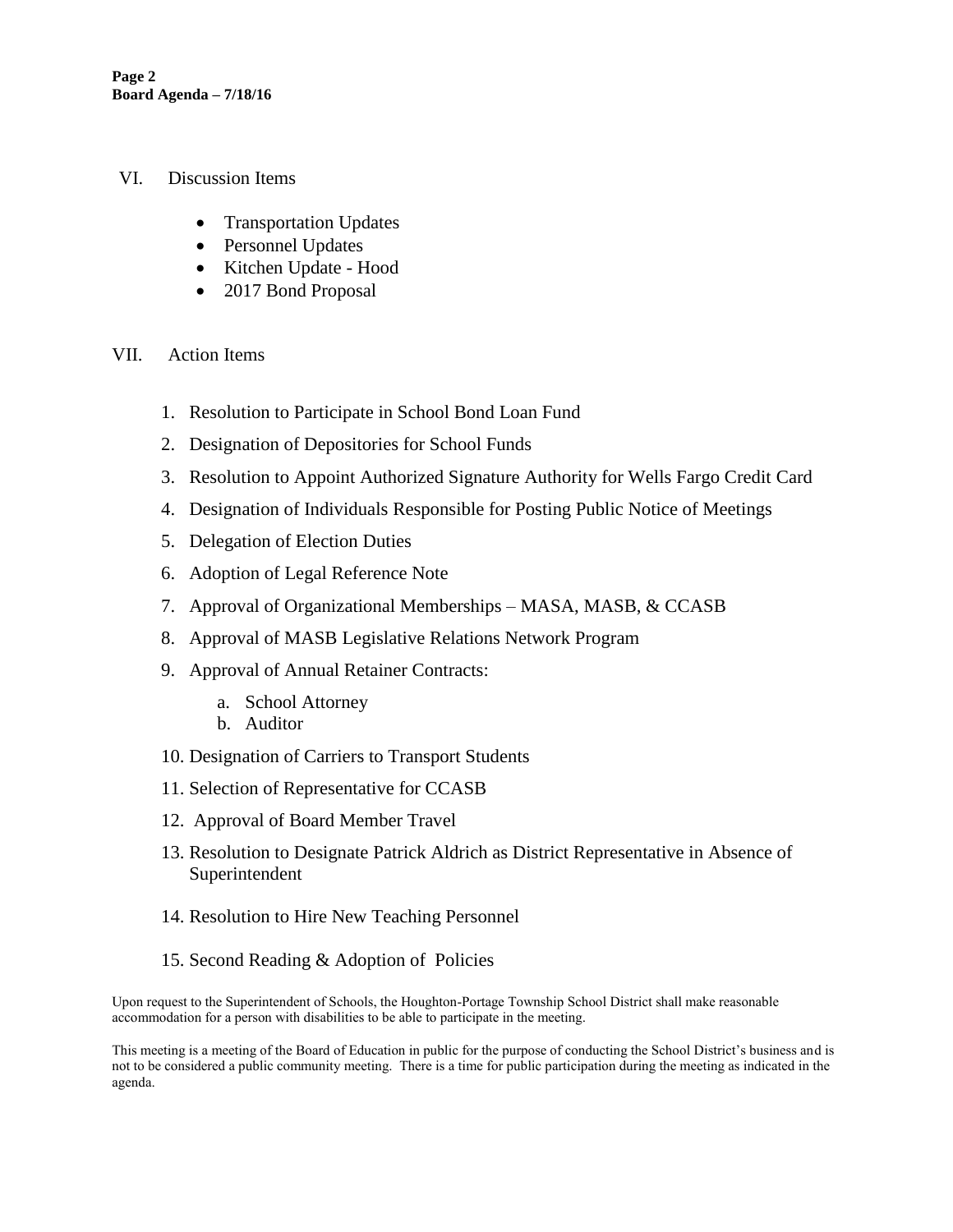## VI. Discussion Items

- Transportation Updates
- Personnel Updates
- Kitchen Update - Hood
- 2017 Bond Proposal

## VII. Action Items

1. Resolution to Participate in School Bond Loan Fund
2. Designation of Depositories for School Funds
3. Resolution to Appoint Authorized Signature Authority for Wells Fargo Credit Card
4. Designation of Individuals Responsible for Posting Public Notice of Meetings
5. Delegation of Election Duties
6. Adoption of Legal Reference Note
7. Approval of Organizational Memberships – MASA, MASB, & CCASB
8. Approval of MASB Legislative Relations Network Program
9. Approval of Annual Retainer Contracts:
   a. School Attorney
   b. Auditor
10. Designation of Carriers to Transport Students
11. Selection of Representative for CCASB
12. Approval of Board Member Travel
13. Resolution to Designate Patrick Aldrich as District Representative in Absence of Superintendent
14. Resolution to Hire New Teaching Personnel
15. Second Reading & Adoption of Policies

Upon request to the Superintendent of Schools, the Houghton-Portage Township School District shall make reasonable accommodation for a person with disabilities to be able to participate in the meeting.

This meeting is a meeting of the Board of Education in public for the purpose of conducting the School District's business and is not to be considered a public community meeting. There is a time for public participation during the meeting as indicated in the agenda.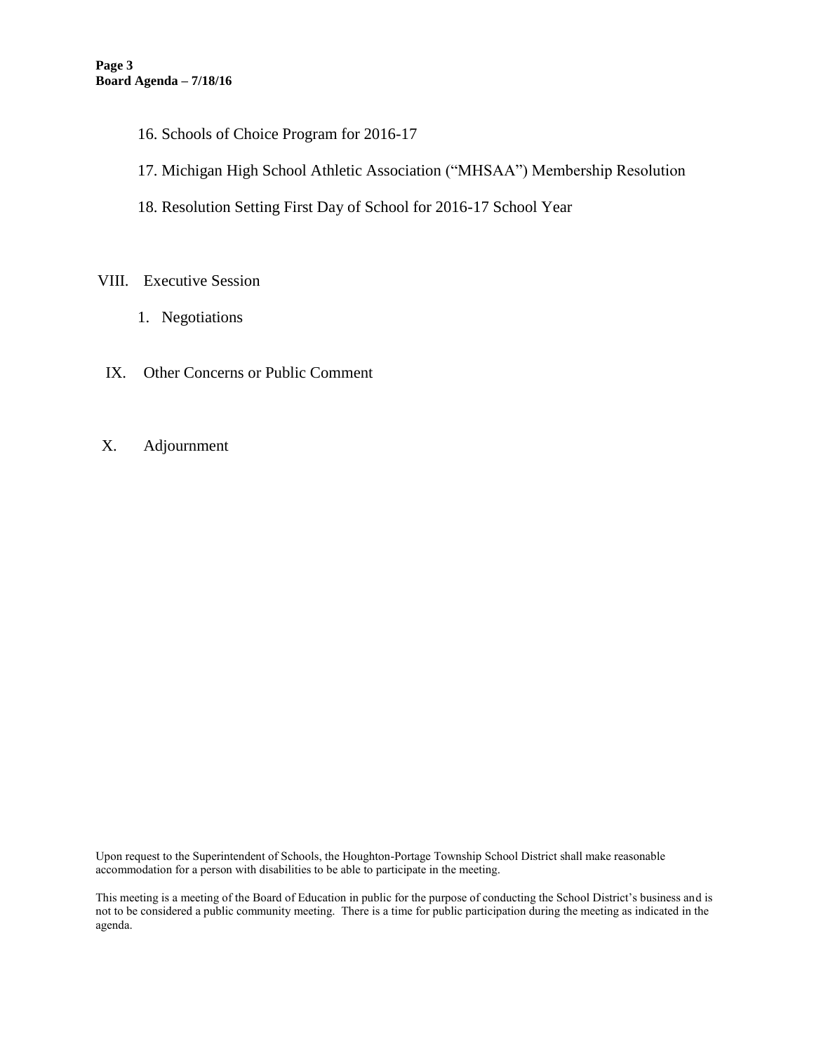16. Schools of Choice Program for 2016-17

17. Michigan High School Athletic Association ("MHSAA") Membership Resolution

18. Resolution Setting First Day of School for 2016-17 School Year

VIII. Executive Session

1. Negotiations

IX. Other Concerns or Public Comment

X. Adjournment

Upon request to the Superintendent of Schools, the Houghton-Portage Township School District shall make reasonable accommodation for a person with disabilities to be able to participate in the meeting.

This meeting is a meeting of the Board of Education in public for the purpose of conducting the School District's business and is not to be considered a public community meeting. There is a time for public participation during the meeting as indicated in the agenda.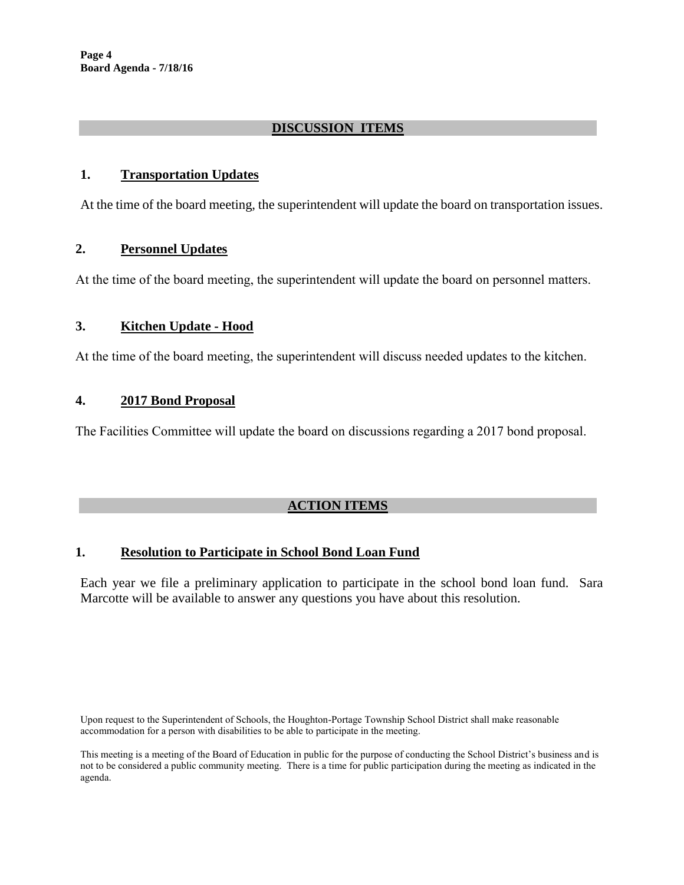## DISCUSSION ITEMS

### 1. Transportation Updates

At the time of the board meeting, the superintendent will update the board on transportation issues.

### 2. Personnel Updates

At the time of the board meeting, the superintendent will update the board on personnel matters.

### 3. Kitchen Update - Hood

At the time of the board meeting, the superintendent will discuss needed updates to the kitchen.

### 4. 2017 Bond Proposal

The Facilities Committee will update the board on discussions regarding a 2017 bond proposal.

## ACTION ITEMS

### 1. Resolution to Participate in School Bond Loan Fund

Each year we file a preliminary application to participate in the school bond loan fund. Sara Marcotte will be available to answer any questions you have about this resolution.

Upon request to the Superintendent of Schools, the Houghton-Portage Township School District shall make reasonable accommodation for a person with disabilities to be able to participate in the meeting.

This meeting is a meeting of the Board of Education in public for the purpose of conducting the School District's business and is not to be considered a public community meeting. There is a time for public participation during the meeting as indicated in the agenda.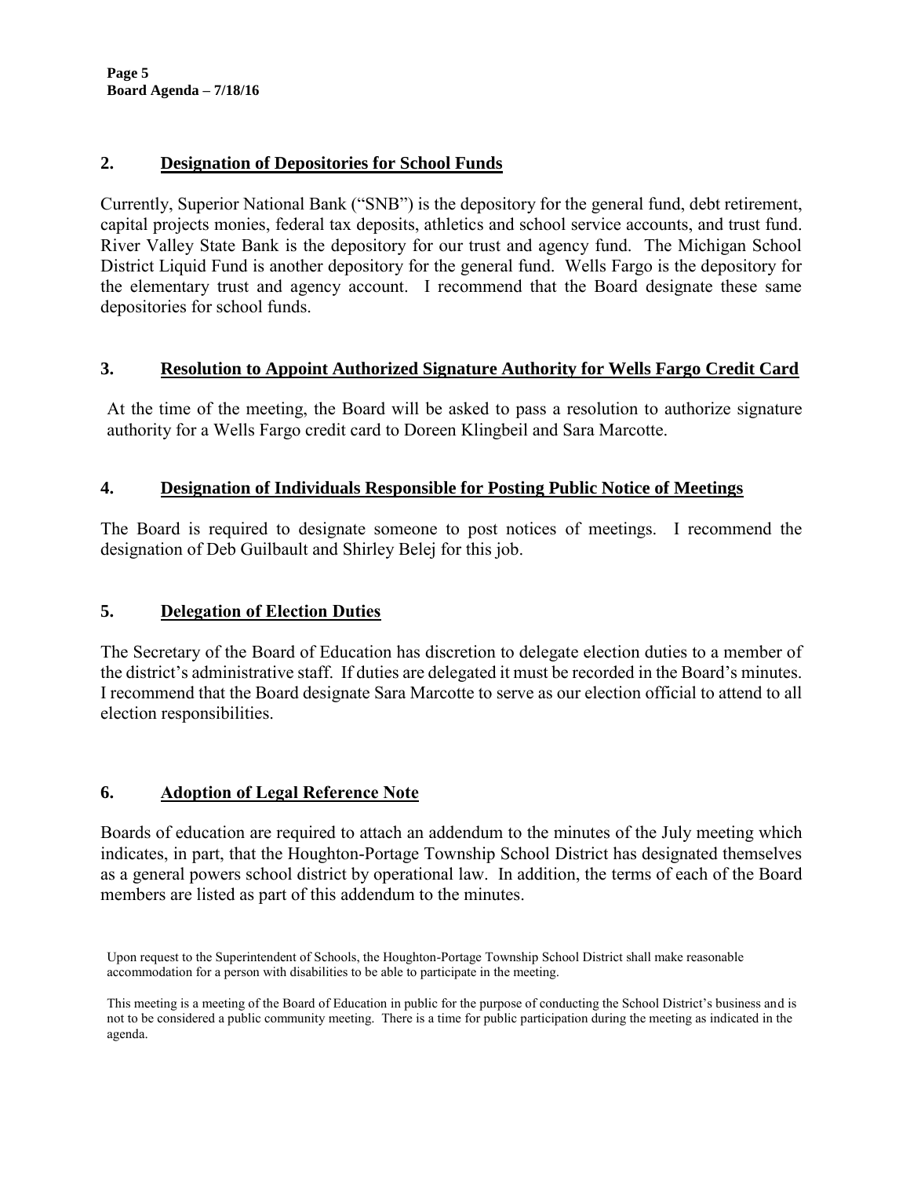## 2. Designation of Depositories for School Funds

Currently, Superior National Bank ("SNB") is the depository for the general fund, debt retirement, capital projects monies, federal tax deposits, athletics and school service accounts, and trust fund. River Valley State Bank is the depository for our trust and agency fund. The Michigan School District Liquid Fund is another depository for the general fund. Wells Fargo is the depository for the elementary trust and agency account. I recommend that the Board designate these same depositories for school funds.

## 3. Resolution to Appoint Authorized Signature Authority for Wells Fargo Credit Card

At the time of the meeting, the Board will be asked to pass a resolution to authorize signature authority for a Wells Fargo credit card to Doreen Klingbeil and Sara Marcotte.

## 4. Designation of Individuals Responsible for Posting Public Notice of Meetings

The Board is required to designate someone to post notices of meetings. I recommend the designation of Deb Guilbault and Shirley Belej for this job.

## 5. Delegation of Election Duties

The Secretary of the Board of Education has discretion to delegate election duties to a member of the district's administrative staff. If duties are delegated it must be recorded in the Board's minutes. I recommend that the Board designate Sara Marcotte to serve as our election official to attend to all election responsibilities.

## 6. Adoption of Legal Reference Note

Boards of education are required to attach an addendum to the minutes of the July meeting which indicates, in part, that the Houghton-Portage Township School District has designated themselves as a general powers school district by operational law. In addition, the terms of each of the Board members are listed as part of this addendum to the minutes.

Upon request to the Superintendent of Schools, the Houghton-Portage Township School District shall make reasonable accommodation for a person with disabilities to be able to participate in the meeting.

This meeting is a meeting of the Board of Education in public for the purpose of conducting the School District's business and is not to be considered a public community meeting. There is a time for public participation during the meeting as indicated in the agenda.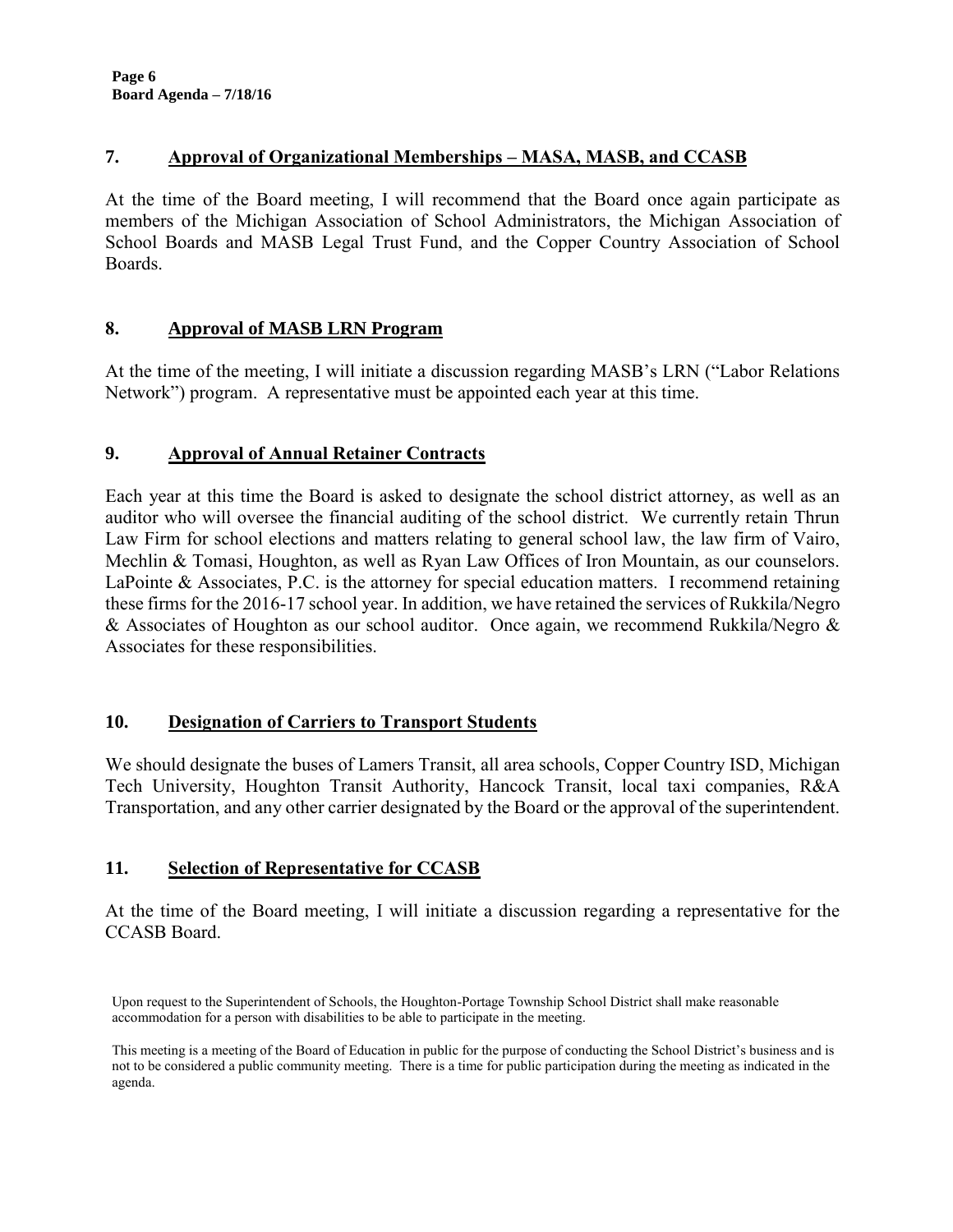## 7. Approval of Organizational Memberships – MASA, MASB, and CCASB

At the time of the Board meeting, I will recommend that the Board once again participate as members of the Michigan Association of School Administrators, the Michigan Association of School Boards and MASB Legal Trust Fund, and the Copper Country Association of School Boards.

## 8. Approval of MASB LRN Program

At the time of the meeting, I will initiate a discussion regarding MASB's LRN ("Labor Relations Network") program. A representative must be appointed each year at this time.

## 9. Approval of Annual Retainer Contracts

Each year at this time the Board is asked to designate the school district attorney, as well as an auditor who will oversee the financial auditing of the school district. We currently retain Thrun Law Firm for school elections and matters relating to general school law, the law firm of Vairo, Mechlin & Tomasi, Houghton, as well as Ryan Law Offices of Iron Mountain, as our counselors. LaPointe & Associates, P.C. is the attorney for special education matters. I recommend retaining these firms for the 2016-17 school year. In addition, we have retained the services of Rukkila/Negro & Associates of Houghton as our school auditor. Once again, we recommend Rukkila/Negro & Associates for these responsibilities.

## 10. Designation of Carriers to Transport Students

We should designate the buses of Lamers Transit, all area schools, Copper Country ISD, Michigan Tech University, Houghton Transit Authority, Hancock Transit, local taxi companies, R&A Transportation, and any other carrier designated by the Board or the approval of the superintendent.

## 11. Selection of Representative for CCASB

At the time of the Board meeting, I will initiate a discussion regarding a representative for the CCASB Board.

Upon request to the Superintendent of Schools, the Houghton-Portage Township School District shall make reasonable accommodation for a person with disabilities to be able to participate in the meeting.

This meeting is a meeting of the Board of Education in public for the purpose of conducting the School District's business and is not to be considered a public community meeting. There is a time for public participation during the meeting as indicated in the agenda.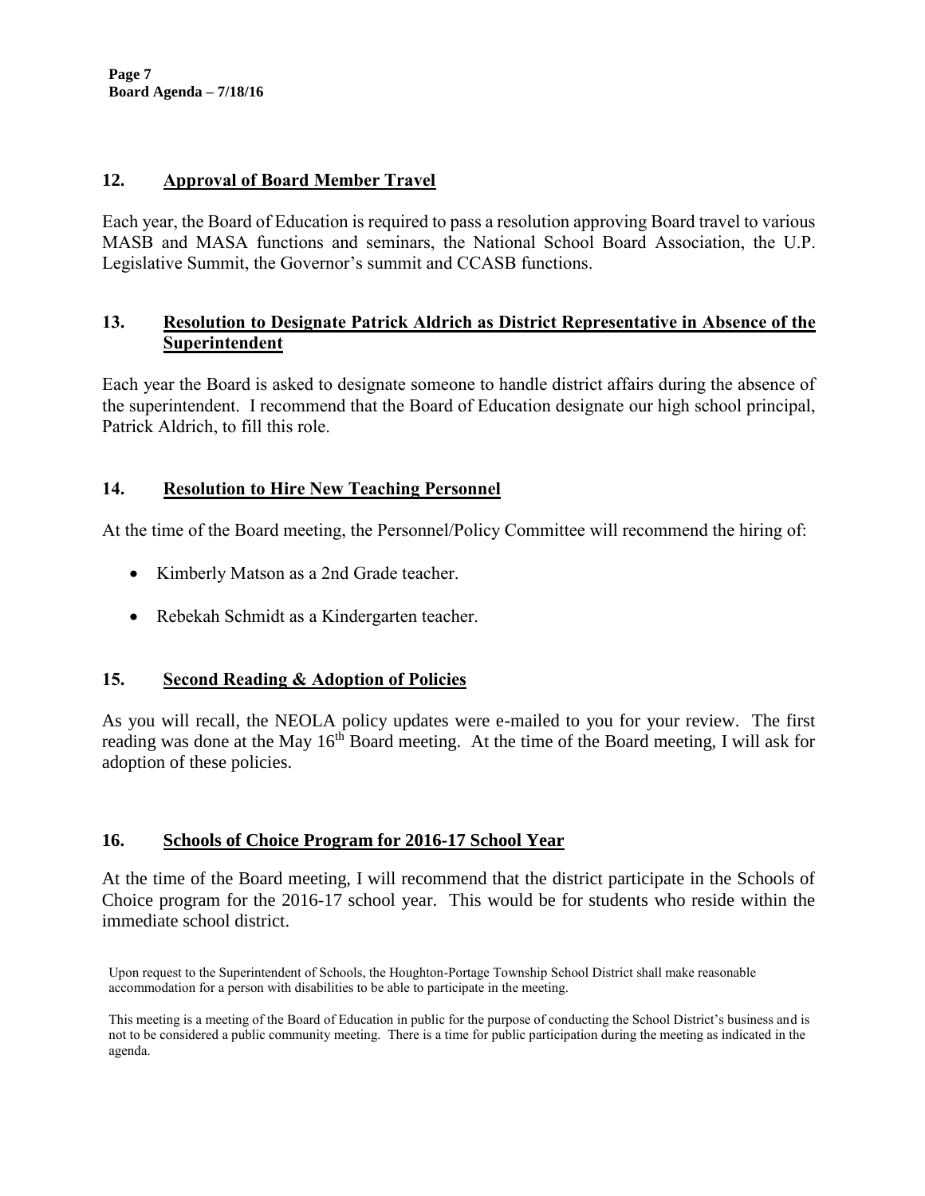## 12. Approval of Board Member Travel

Each year, the Board of Education is required to pass a resolution approving Board travel to various MASB and MASA functions and seminars, the National School Board Association, the U.P. Legislative Summit, the Governor's summit and CCASB functions.

## 13. Resolution to Designate Patrick Aldrich as District Representative in Absence of the Superintendent

Each year the Board is asked to designate someone to handle district affairs during the absence of the superintendent. I recommend that the Board of Education designate our high school principal, Patrick Aldrich, to fill this role.

## 14. Resolution to Hire New Teaching Personnel

At the time of the Board meeting, the Personnel/Policy Committee will recommend the hiring of:

- Kimberly Matson as a 2nd Grade teacher.
- Rebekah Schmidt as a Kindergarten teacher.

## 15. Second Reading & Adoption of Policies

As you will recall, the NEOLA policy updates were e-mailed to you for your review. The first reading was done at the May 16th Board meeting. At the time of the Board meeting, I will ask for adoption of these policies.

## 16. Schools of Choice Program for 2016-17 School Year

At the time of the Board meeting, I will recommend that the district participate in the Schools of Choice program for the 2016-17 school year. This would be for students who reside within the immediate school district.

Upon request to the Superintendent of Schools, the Houghton-Portage Township School District shall make reasonable accommodation for a person with disabilities to be able to participate in the meeting.

This meeting is a meeting of the Board of Education in public for the purpose of conducting the School District's business and is not to be considered a public community meeting. There is a time for public participation during the meeting as indicated in the agenda.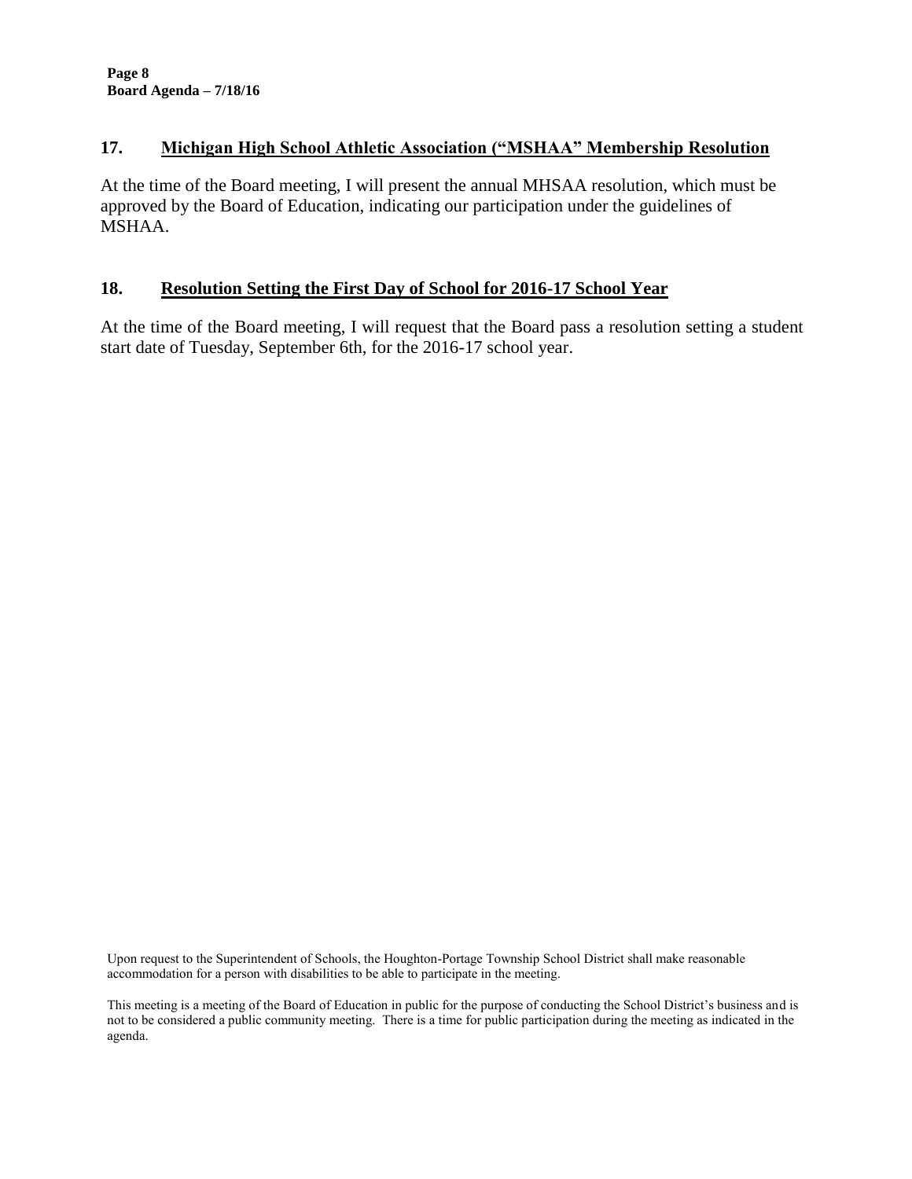## 17. Michigan High School Athletic Association ("MSHAA" Membership Resolution

At the time of the Board meeting, I will present the annual MHSAA resolution, which must be approved by the Board of Education, indicating our participation under the guidelines of MSHAA.

## 18. Resolution Setting the First Day of School for 2016-17 School Year

At the time of the Board meeting, I will request that the Board pass a resolution setting a student start date of Tuesday, September 6th, for the 2016-17 school year.

Upon request to the Superintendent of Schools, the Houghton-Portage Township School District shall make reasonable accommodation for a person with disabilities to be able to participate in the meeting.

This meeting is a meeting of the Board of Education in public for the purpose of conducting the School District's business and is not to be considered a public community meeting. There is a time for public participation during the meeting as indicated in the agenda.